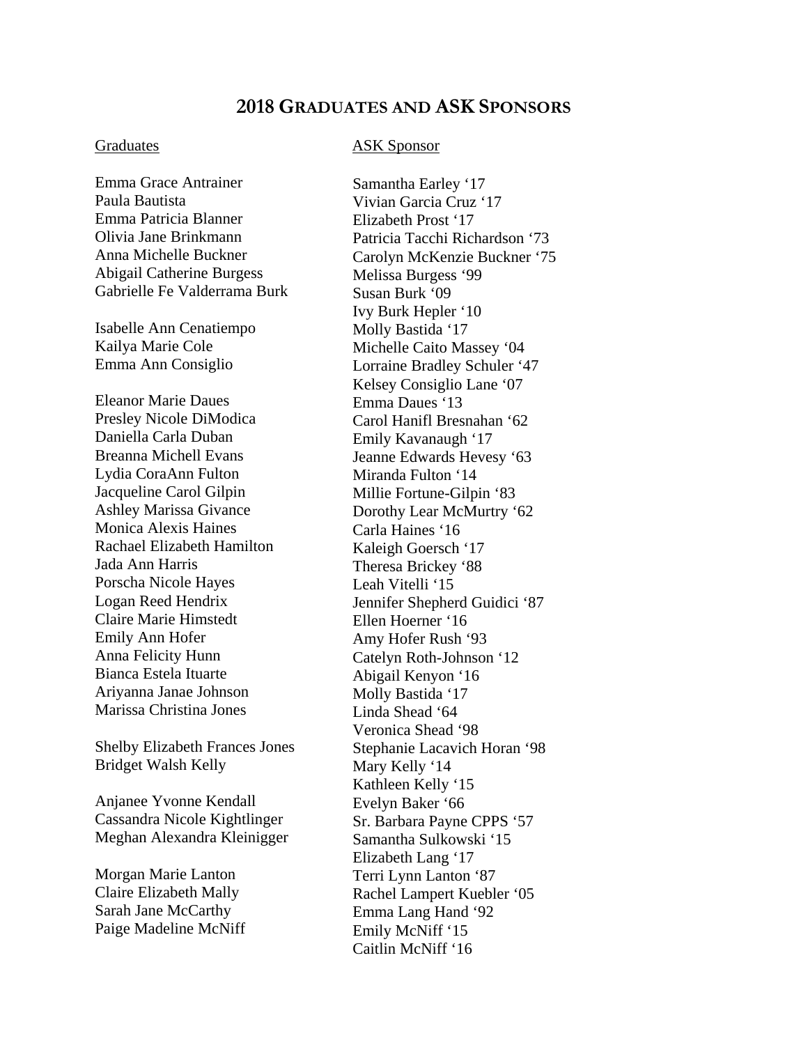## 2018 Graduates and ASK Sponsors

| Graduates | ASK Sponsor |
|---|---|
| Emma Grace Antrainer | Samantha Earley ‘17 |
| Paula Bautista | Vivian Garcia Cruz ‘17 |
| Emma Patricia Blanner | Elizabeth Prost ‘17 |
| Olivia Jane Brinkmann | Patricia Tacchi Richardson ‘73 |
| Anna Michelle Buckner | Carolyn McKenzie Buckner ‘75 |
| Abigail Catherine Burgess | Melissa Burgess ‘99 |
| Gabrielle Fe Valderrama Burk | Susan Burk ‘09 |
| | Ivy Burk Hepler ‘10 |
| Isabelle Ann Cenatiempo | Molly Bastida ‘17 |
| Kailya Marie Cole | Michelle Caito Massey ‘04 |
| Emma Ann Consiglio | Lorraine Bradley Schuler ‘47 |
| | Kelsey Consiglio Lane ‘07 |
| Eleanor Marie Daues | Emma Daues ‘13 |
| Presley Nicole DiModica | Carol Hanifl Bresnahan ‘62 |
| Daniella Carla Duban | Emily Kavanaugh ‘17 |
| Breanna Michell Evans | Jeanne Edwards Hevesy ‘63 |
| Lydia CoraAnn Fulton | Miranda Fulton ‘14 |
| Jacqueline Carol Gilpin | Millie Fortune-Gilpin ‘83 |
| Ashley Marissa Givance | Dorothy Lear McMurtry ‘62 |
| Monica Alexis Haines | Carla Haines ‘16 |
| Rachael Elizabeth Hamilton | Kaleigh Goersch ‘17 |
| Jada Ann Harris | Theresa Brickey ‘88 |
| Porscha Nicole Hayes | Leah Vitelli ‘15 |
| Logan Reed Hendrix | Jennifer Shepherd Guidici ‘87 |
| Claire Marie Himstedt | Ellen Hoerner ‘16 |
| Emily Ann Hofer | Amy Hofer Rush ‘93 |
| Anna Felicity Hunn | Catelyn Roth-Johnson ‘12 |
| Bianca Estela Ituarte | Abigail Kenyon ‘16 |
| Ariyanna Janae Johnson | Molly Bastida ‘17 |
| Marissa Christina Jones | Linda Shead ‘64 |
| | Veronica Shead ‘98 |
| Shelby Elizabeth Frances Jones | Stephanie Lacavich Horan ‘98 |
| Bridget Walsh Kelly | Mary Kelly ‘14 |
| | Kathleen Kelly ‘15 |
| Anjanee Yvonne Kendall | Evelyn Baker ‘66 |
| Cassandra Nicole Kightlinger | Sr. Barbara Payne CPPS ‘57 |
| Meghan Alexandra Kleinigger | Samantha Sulkowski ‘15 |
| | Elizabeth Lang ‘17 |
| Morgan Marie Lanton | Terri Lynn Lanton ‘87 |
| Claire Elizabeth Mally | Rachel Lampert Kuebler ‘05 |
| Sarah Jane McCarthy | Emma Lang Hand ‘92 |
| Paige Madeline McNiff | Emily McNiff ‘15 |
| | Caitlin McNiff ‘16 |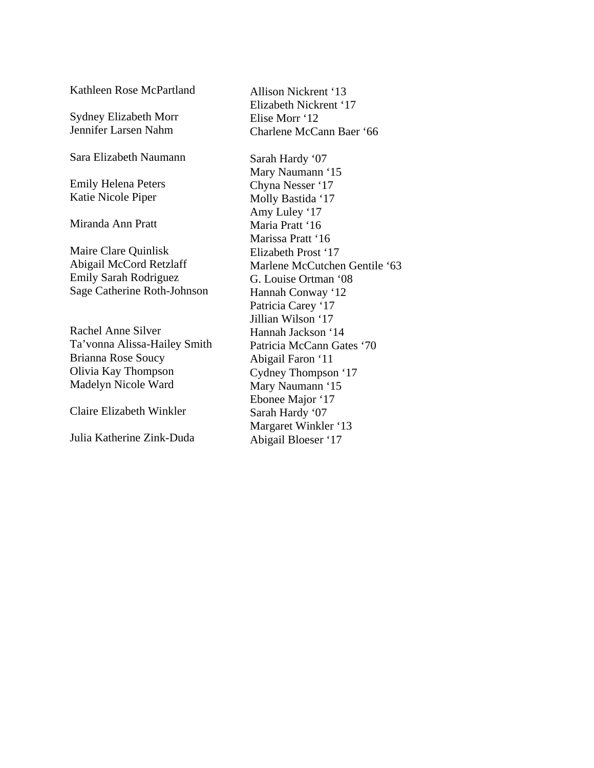| | |
|---|---|
| Kathleen Rose McPartland | Allison Nickrent ‘13 |
| | Elizabeth Nickrent ‘17 |
| Sydney Elizabeth Morr | Elise Morr ‘12 |
| Jennifer Larsen Nahm | Charlene McCann Baer ‘66 |
| Sara Elizabeth Naumann | Sarah Hardy ‘07 |
| | Mary Naumann ‘15 |
| Emily Helena Peters | Chyna Nesser ‘17 |
| Katie Nicole Piper | Molly Bastida ‘17 |
| | Amy Luley ‘17 |
| Miranda Ann Pratt | Maria Pratt ‘16 |
| | Marissa Pratt ‘16 |
| Maire Clare Quinlisk | Elizabeth Prost ‘17 |
| Abigail McCord Retzlaff | Marlene McCutchen Gentile ‘63 |
| Emily Sarah Rodriguez | G. Louise Ortman ‘08 |
| Sage Catherine Roth-Johnson | Hannah Conway ‘12 |
| | Patricia Carey ‘17 |
| | Jillian Wilson ‘17 |
| Rachel Anne Silver | Hannah Jackson ‘14 |
| Ta’vonna Alissa-Hailey Smith | Patricia McCann Gates ‘70 |
| Brianna Rose Soucy | Abigail Faron ‘11 |
| Olivia Kay Thompson | Cydney Thompson ‘17 |
| Madelyn Nicole Ward | Mary Naumann ‘15 |
| | Ebonee Major ‘17 |
| Claire Elizabeth Winkler | Sarah Hardy ‘07 |
| | Margaret Winkler ‘13 |
| Julia Katherine Zink-Duda | Abigail Bloeser ‘17 |